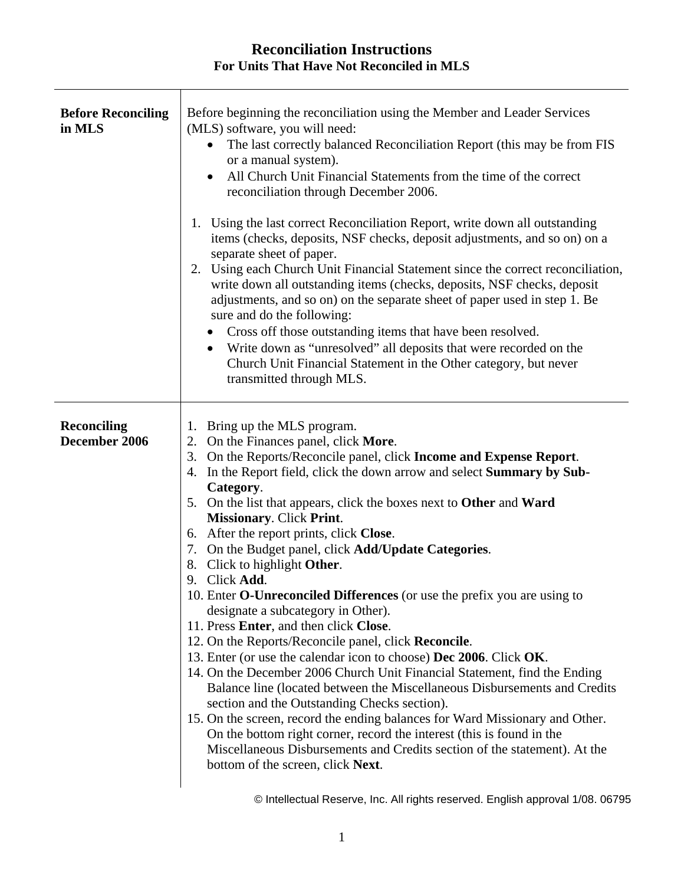# Reconciliation Instructions

## For Units That Have Not Reconciled in MLS

### Before Reconciling in MLS

Before beginning the reconciliation using the Member and Leader Services (MLS) software, you will need:

- The last correctly balanced Reconciliation Report (this may be from FIS or a manual system).
- All Church Unit Financial Statements from the time of the correct reconciliation through December 2006.

1. Using the last correct Reconciliation Report, write down all outstanding items (checks, deposits, NSF checks, deposit adjustments, and so on) on a separate sheet of paper.
2. Using each Church Unit Financial Statement since the correct reconciliation, write down all outstanding items (checks, deposits, NSF checks, deposit adjustments, and so on) on the separate sheet of paper used in step 1. Be sure and do the following:
   - Cross off those outstanding items that have been resolved.
   - Write down as "unresolved" all deposits that were recorded on the Church Unit Financial Statement in the Other category, but never transmitted through MLS.

### Reconciling December 2006

1. Bring up the MLS program.
2. On the Finances panel, click **More**.
3. On the Reports/Reconcile panel, click **Income and Expense Report**.
4. In the Report field, click the down arrow and select **Summary by Sub-Category**.
5. On the list that appears, click the boxes next to **Other** and **Ward Missionary**. Click **Print**.
6. After the report prints, click **Close**.
7. On the Budget panel, click **Add/Update Categories**.
8. Click to highlight **Other**.
9. Click **Add**.
10. Enter **O-Unreconciled Differences** (or use the prefix you are using to designate a subcategory in Other).
11. Press **Enter**, and then click **Close**.
12. On the Reports/Reconcile panel, click **Reconcile**.
13. Enter (or use the calendar icon to choose) **Dec 2006**. Click **OK**.
14. On the December 2006 Church Unit Financial Statement, find the Ending Balance line (located between the Miscellaneous Disbursements and Credits section and the Outstanding Checks section).
15. On the screen, record the ending balances for Ward Missionary and Other. On the bottom right corner, record the interest (this is found in the Miscellaneous Disbursements and Credits section of the statement). At the bottom of the screen, click **Next**.

© Intellectual Reserve, Inc. All rights reserved. English approval 1/08. 06795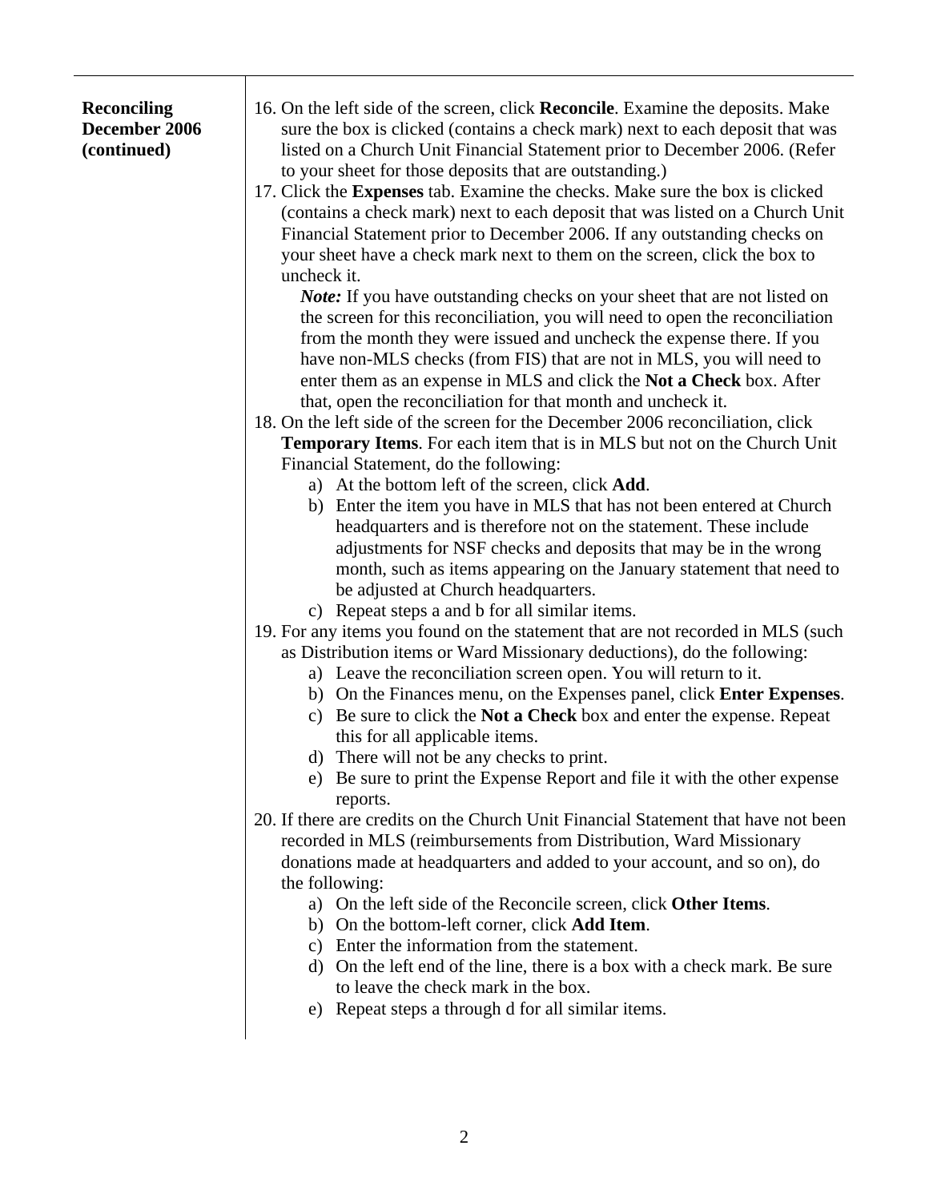**Reconciling December 2006 (continued)**

16. On the left side of the screen, click **Reconcile**. Examine the deposits. Make sure the box is clicked (contains a check mark) next to each deposit that was listed on a Church Unit Financial Statement prior to December 2006. (Refer to your sheet for those deposits that are outstanding.)
17. Click the **Expenses** tab. Examine the checks. Make sure the box is clicked (contains a check mark) next to each deposit that was listed on a Church Unit Financial Statement prior to December 2006. If any outstanding checks on your sheet have a check mark next to them on the screen, click the box to uncheck it.

    ***Note:*** If you have outstanding checks on your sheet that are not listed on the screen for this reconciliation, you will need to open the reconciliation from the month they were issued and uncheck the expense there. If you have non-MLS checks (from FIS) that are not in MLS, you will need to enter them as an expense in MLS and click the **Not a Check** box. After that, open the reconciliation for that month and uncheck it.
18. On the left side of the screen for the December 2006 reconciliation, click **Temporary Items**. For each item that is in MLS but not on the Church Unit Financial Statement, do the following:
    a) At the bottom left of the screen, click **Add**.
    b) Enter the item you have in MLS that has not been entered at Church headquarters and is therefore not on the statement. These include adjustments for NSF checks and deposits that may be in the wrong month, such as items appearing on the January statement that need to be adjusted at Church headquarters.
    c) Repeat steps a and b for all similar items.
19. For any items you found on the statement that are not recorded in MLS (such as Distribution items or Ward Missionary deductions), do the following:
    a) Leave the reconciliation screen open. You will return to it.
    b) On the Finances menu, on the Expenses panel, click **Enter Expenses**.
    c) Be sure to click the **Not a Check** box and enter the expense. Repeat this for all applicable items.
    d) There will not be any checks to print.
    e) Be sure to print the Expense Report and file it with the other expense reports.
20. If there are credits on the Church Unit Financial Statement that have not been recorded in MLS (reimbursements from Distribution, Ward Missionary donations made at headquarters and added to your account, and so on), do the following:
    a) On the left side of the Reconcile screen, click **Other Items**.
    b) On the bottom-left corner, click **Add Item**.
    c) Enter the information from the statement.
    d) On the left end of the line, there is a box with a check mark. Be sure to leave the check mark in the box.
    e) Repeat steps a through d for all similar items.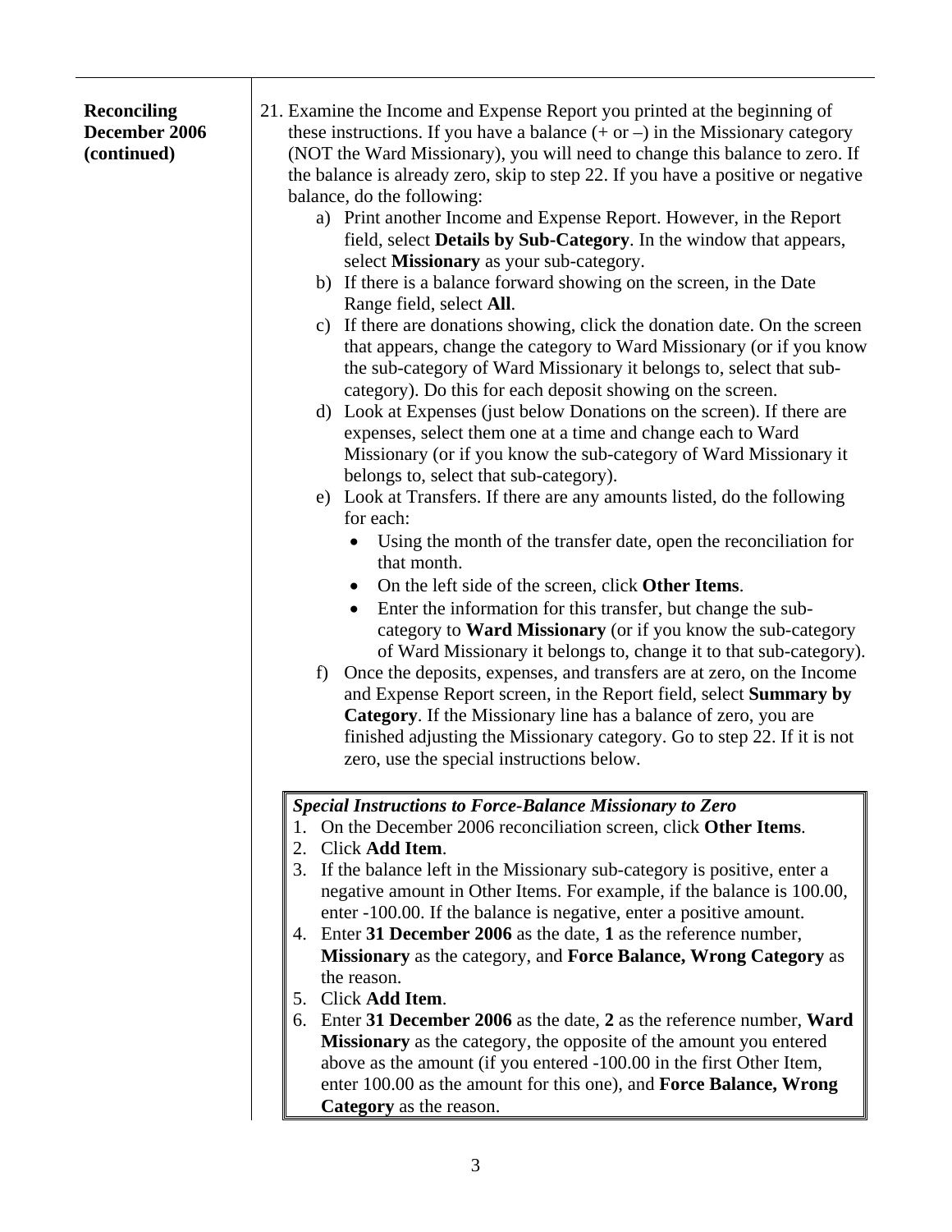**Reconciling December 2006 (continued)**

21. Examine the Income and Expense Report you printed at the beginning of these instructions. If you have a balance (+ or –) in the Missionary category (NOT the Ward Missionary), you will need to change this balance to zero. If the balance is already zero, skip to step 22. If you have a positive or negative balance, do the following:
    a) Print another Income and Expense Report. However, in the Report field, select **Details by Sub-Category**. In the window that appears, select **Missionary** as your sub-category.
    b) If there is a balance forward showing on the screen, in the Date Range field, select **All**.
    c) If there are donations showing, click the donation date. On the screen that appears, change the category to Ward Missionary (or if you know the sub-category of Ward Missionary it belongs to, select that sub-category). Do this for each deposit showing on the screen.
    d) Look at Expenses (just below Donations on the screen). If there are expenses, select them one at a time and change each to Ward Missionary (or if you know the sub-category of Ward Missionary it belongs to, select that sub-category).
    e) Look at Transfers. If there are any amounts listed, do the following for each:
        - Using the month of the transfer date, open the reconciliation for that month.
        - On the left side of the screen, click **Other Items**.
        - Enter the information for this transfer, but change the sub-category to **Ward Missionary** (or if you know the sub-category of Ward Missionary it belongs to, change it to that sub-category).
    f) Once the deposits, expenses, and transfers are at zero, on the Income and Expense Report screen, in the Report field, select **Summary by Category**. If the Missionary line has a balance of zero, you are finished adjusting the Missionary category. Go to step 22. If it is not zero, use the special instructions below.

***Special Instructions to Force-Balance Missionary to Zero***

1. On the December 2006 reconciliation screen, click **Other Items**.
2. Click **Add Item**.
3. If the balance left in the Missionary sub-category is positive, enter a negative amount in Other Items. For example, if the balance is 100.00, enter -100.00. If the balance is negative, enter a positive amount.
4. Enter **31 December 2006** as the date, **1** as the reference number, **Missionary** as the category, and **Force Balance, Wrong Category** as the reason.
5. Click **Add Item**.
6. Enter **31 December 2006** as the date, **2** as the reference number, **Ward Missionary** as the category, the opposite of the amount you entered above as the amount (if you entered -100.00 in the first Other Item, enter 100.00 as the amount for this one), and **Force Balance, Wrong Category** as the reason.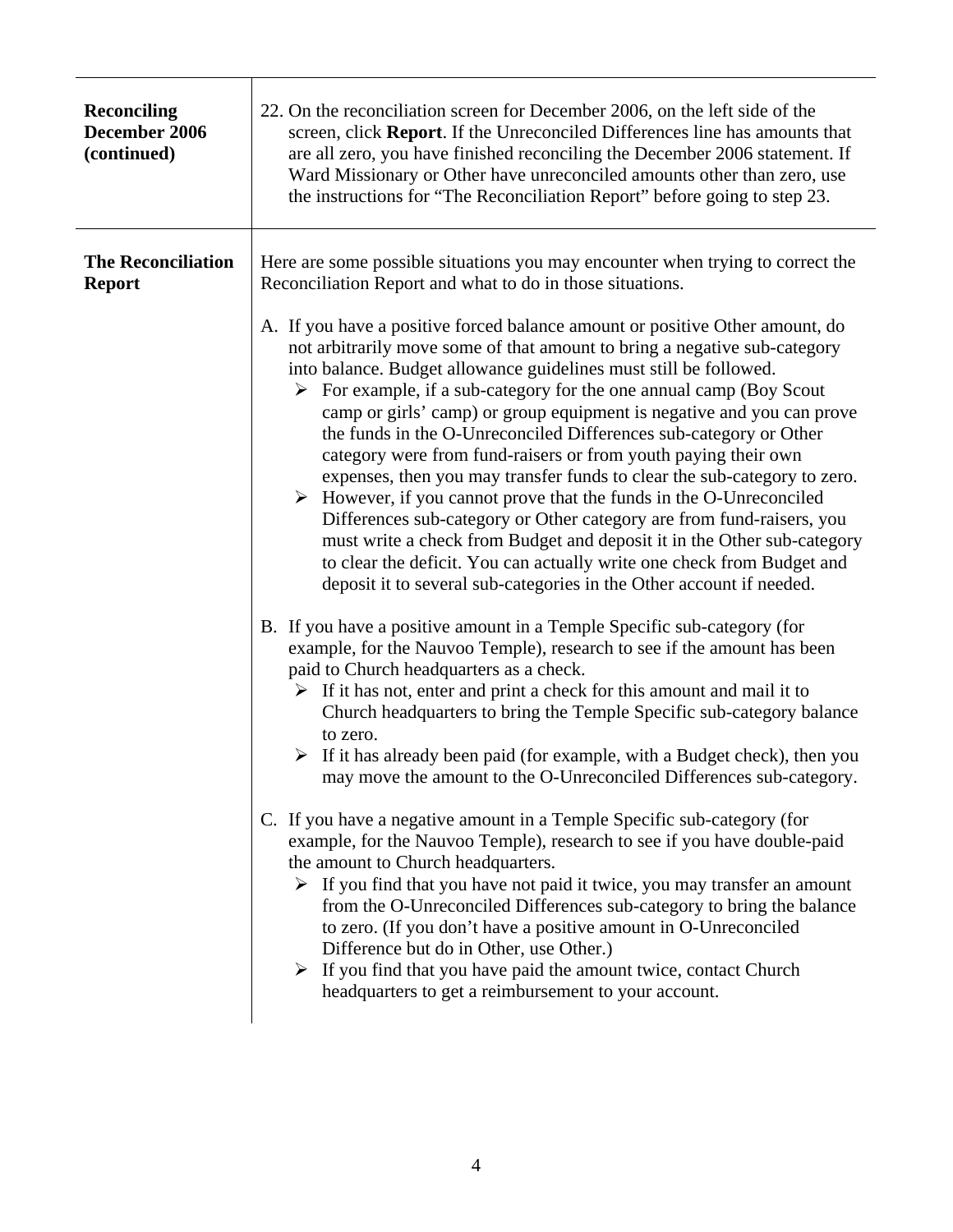**Reconciling December 2006 (continued)**

22. On the reconciliation screen for December 2006, on the left side of the screen, click **Report**. If the Unreconciled Differences line has amounts that are all zero, you have finished reconciling the December 2006 statement. If Ward Missionary or Other have unreconciled amounts other than zero, use the instructions for "The Reconciliation Report" before going to step 23.

**The Reconciliation Report**

Here are some possible situations you may encounter when trying to correct the Reconciliation Report and what to do in those situations.

A. If you have a positive forced balance amount or positive Other amount, do not arbitrarily move some of that amount to bring a negative sub-category into balance. Budget allowance guidelines must still be followed.
   - For example, if a sub-category for the one annual camp (Boy Scout camp or girls' camp) or group equipment is negative and you can prove the funds in the O-Unreconciled Differences sub-category or Other category were from fund-raisers or from youth paying their own expenses, then you may transfer funds to clear the sub-category to zero.
   - However, if you cannot prove that the funds in the O-Unreconciled Differences sub-category or Other category are from fund-raisers, you must write a check from Budget and deposit it in the Other sub-category to clear the deficit. You can actually write one check from Budget and deposit it to several sub-categories in the Other account if needed.

B. If you have a positive amount in a Temple Specific sub-category (for example, for the Nauvoo Temple), research to see if the amount has been paid to Church headquarters as a check.
   - If it has not, enter and print a check for this amount and mail it to Church headquarters to bring the Temple Specific sub-category balance to zero.
   - If it has already been paid (for example, with a Budget check), then you may move the amount to the O-Unreconciled Differences sub-category.

C. If you have a negative amount in a Temple Specific sub-category (for example, for the Nauvoo Temple), research to see if you have double-paid the amount to Church headquarters.
   - If you find that you have not paid it twice, you may transfer an amount from the O-Unreconciled Differences sub-category to bring the balance to zero. (If you don't have a positive amount in O-Unreconciled Difference but do in Other, use Other.)
   - If you find that you have paid the amount twice, contact Church headquarters to get a reimbursement to your account.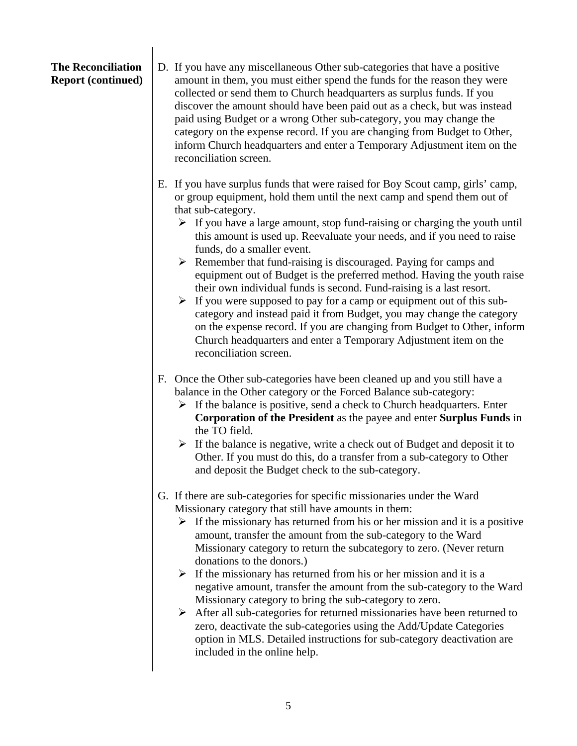**The Reconciliation Report (continued)**

D. If you have any miscellaneous Other sub-categories that have a positive amount in them, you must either spend the funds for the reason they were collected or send them to Church headquarters as surplus funds. If you discover the amount should have been paid out as a check, but was instead paid using Budget or a wrong Other sub-category, you may change the category on the expense record. If you are changing from Budget to Other, inform Church headquarters and enter a Temporary Adjustment item on the reconciliation screen.

E. If you have surplus funds that were raised for Boy Scout camp, girls' camp, or group equipment, hold them until the next camp and spend them out of that sub-category.
   - If you have a large amount, stop fund-raising or charging the youth until this amount is used up. Reevaluate your needs, and if you need to raise funds, do a smaller event.
   - Remember that fund-raising is discouraged. Paying for camps and equipment out of Budget is the preferred method. Having the youth raise their own individual funds is second. Fund-raising is a last resort.
   - If you were supposed to pay for a camp or equipment out of this sub-category and instead paid it from Budget, you may change the category on the expense record. If you are changing from Budget to Other, inform Church headquarters and enter a Temporary Adjustment item on the reconciliation screen.

F. Once the Other sub-categories have been cleaned up and you still have a balance in the Other category or the Forced Balance sub-category:
   - If the balance is positive, send a check to Church headquarters. Enter **Corporation of the President** as the payee and enter **Surplus Funds** in the TO field.
   - If the balance is negative, write a check out of Budget and deposit it to Other. If you must do this, do a transfer from a sub-category to Other and deposit the Budget check to the sub-category.

G. If there are sub-categories for specific missionaries under the Ward Missionary category that still have amounts in them:
   - If the missionary has returned from his or her mission and it is a positive amount, transfer the amount from the sub-category to the Ward Missionary category to return the subcategory to zero. (Never return donations to the donors.)
   - If the missionary has returned from his or her mission and it is a negative amount, transfer the amount from the sub-category to the Ward Missionary category to bring the sub-category to zero.
   - After all sub-categories for returned missionaries have been returned to zero, deactivate the sub-categories using the Add/Update Categories option in MLS. Detailed instructions for sub-category deactivation are included in the online help.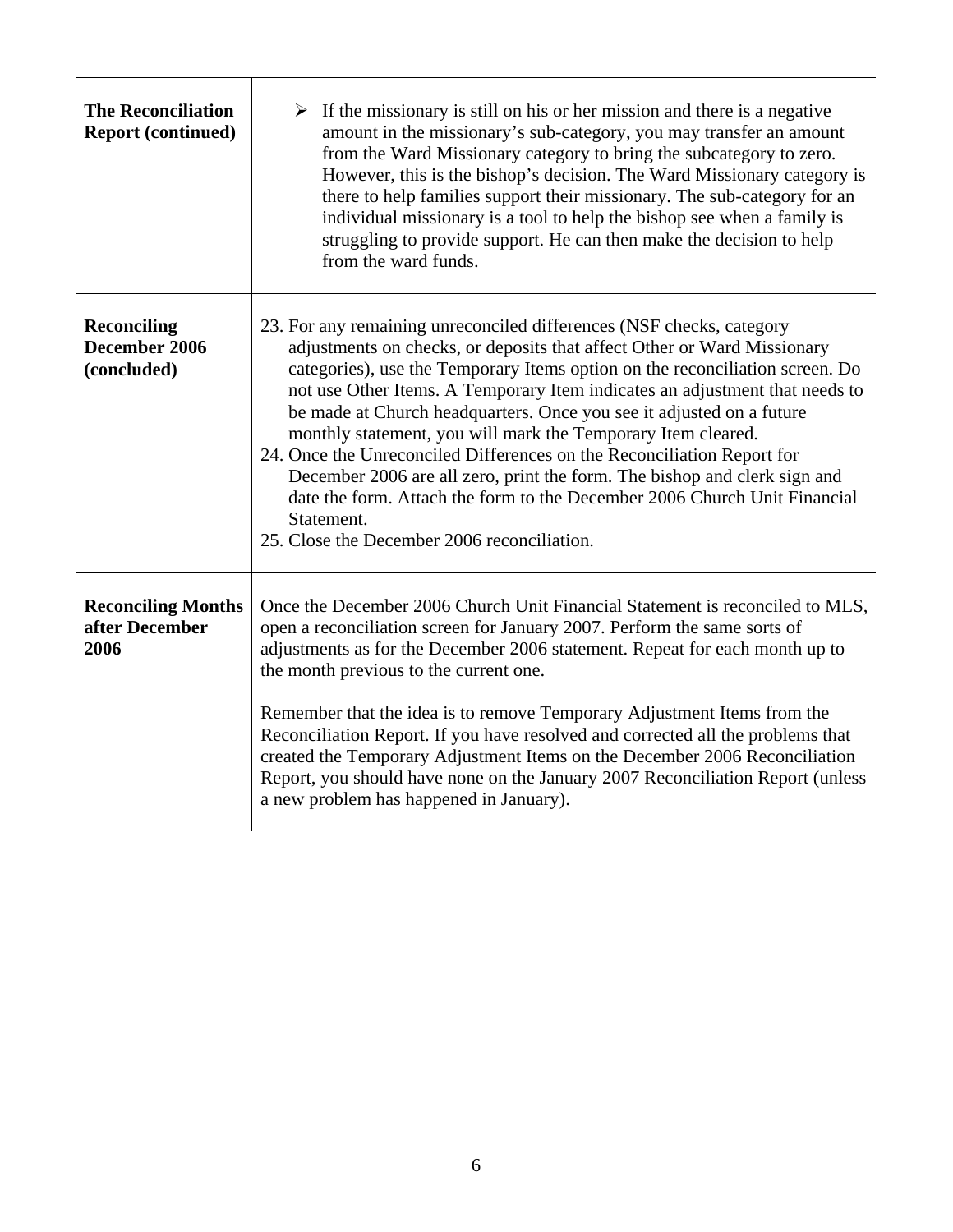| | |
|---|---|
| **The Reconciliation Report (continued)** | ➢ If the missionary is still on his or her mission and there is a negative amount in the missionary's sub-category, you may transfer an amount from the Ward Missionary category to bring the subcategory to zero. However, this is the bishop's decision. The Ward Missionary category is there to help families support their missionary. The sub-category for an individual missionary is a tool to help the bishop see when a family is struggling to provide support. He can then make the decision to help from the ward funds. |
| **Reconciling December 2006 (concluded)** | 23. For any remaining unreconciled differences (NSF checks, category adjustments on checks, or deposits that affect Other or Ward Missionary categories), use the Temporary Items option on the reconciliation screen. Do not use Other Items. A Temporary Item indicates an adjustment that needs to be made at Church headquarters. Once you see it adjusted on a future monthly statement, you will mark the Temporary Item cleared.<br>24. Once the Unreconciled Differences on the Reconciliation Report for December 2006 are all zero, print the form. The bishop and clerk sign and date the form. Attach the form to the December 2006 Church Unit Financial Statement.<br>25. Close the December 2006 reconciliation. |
| **Reconciling Months after December 2006** | Once the December 2006 Church Unit Financial Statement is reconciled to MLS, open a reconciliation screen for January 2007. Perform the same sorts of adjustments as for the December 2006 statement. Repeat for each month up to the month previous to the current one.<br><br>Remember that the idea is to remove Temporary Adjustment Items from the Reconciliation Report. If you have resolved and corrected all the problems that created the Temporary Adjustment Items on the December 2006 Reconciliation Report, you should have none on the January 2007 Reconciliation Report (unless a new problem has happened in January). |